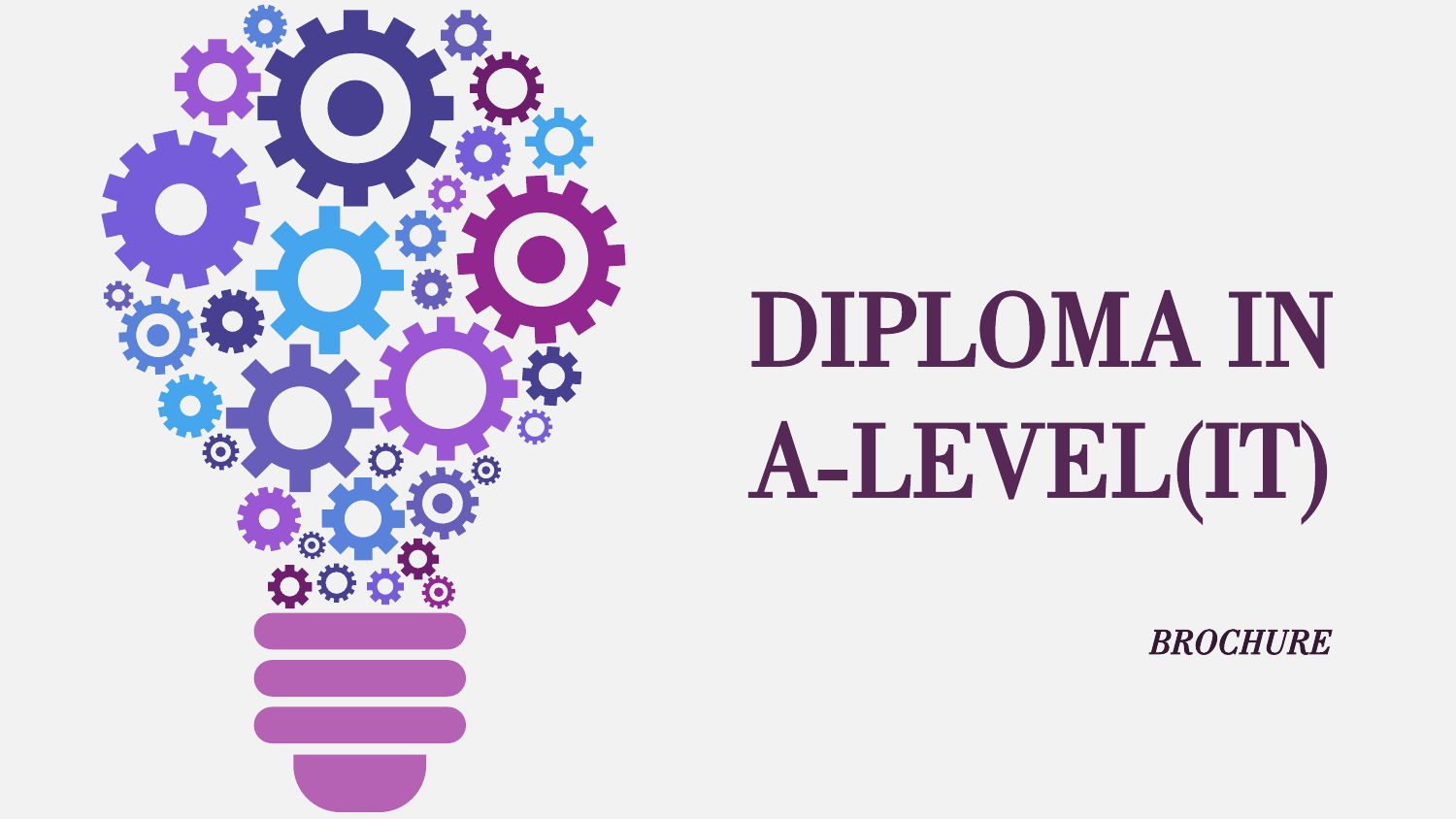# DIPLOMA IN A-LEVEL(IT)

*BROCHURE*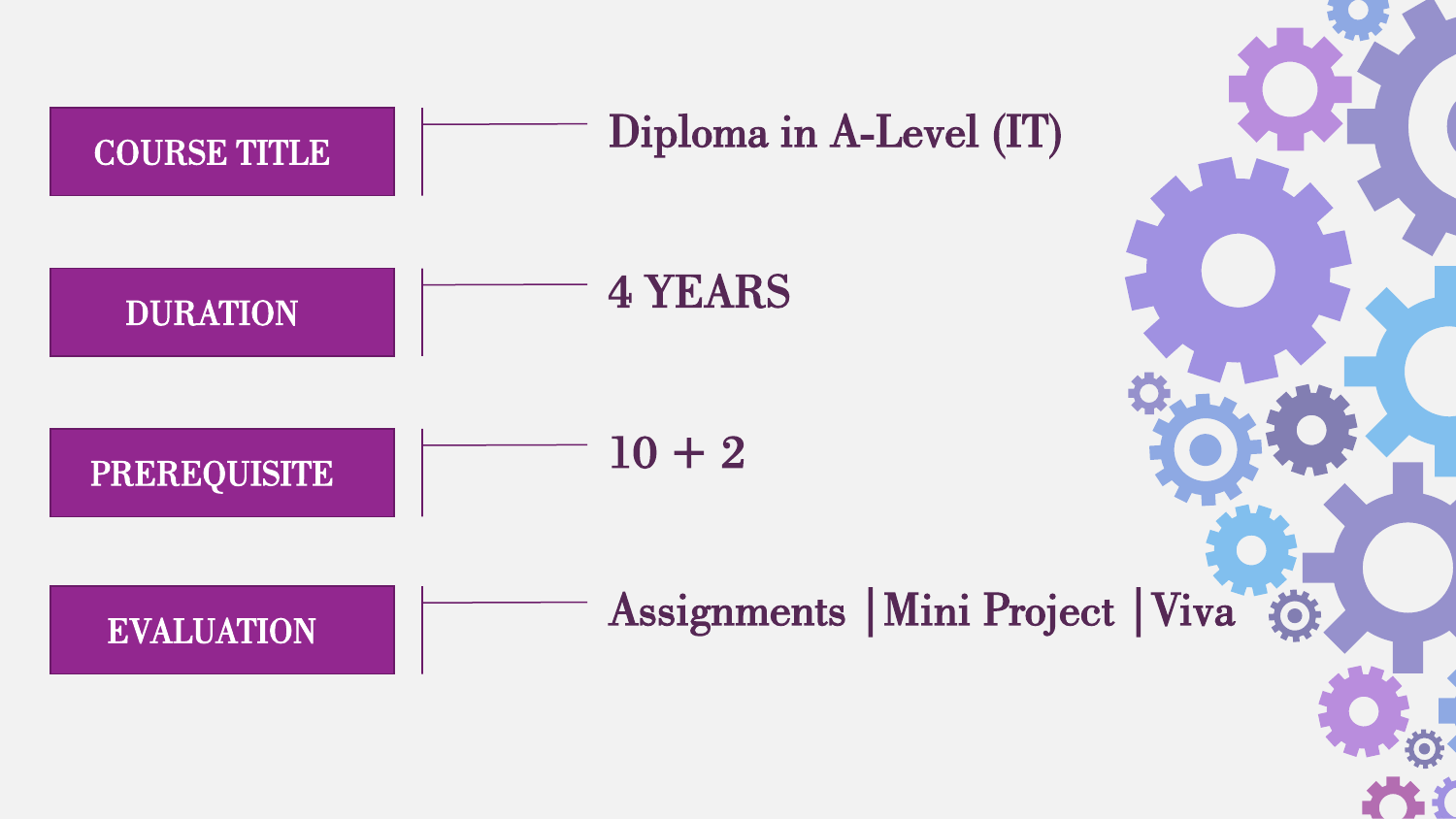| | |
| --- | --- |
| **COURSE TITLE** | Diploma in A-Level (IT) |
| **DURATION** | 4 YEARS |
| **PREREQUISITE** | 10 + 2 |
| **EVALUATION** | Assignments \| Mini Project \| Viva |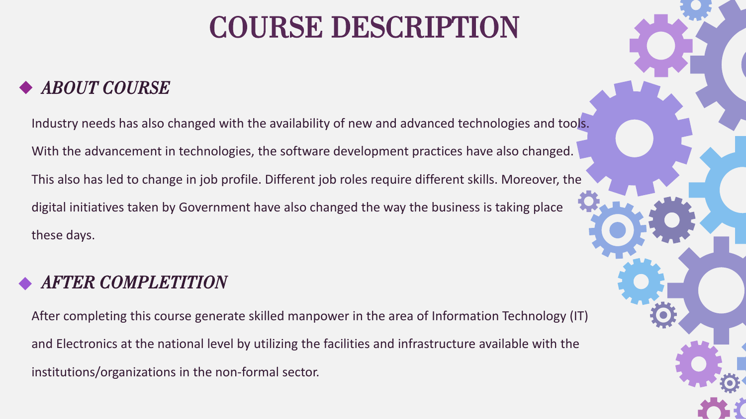# COURSE DESCRIPTION

## *ABOUT COURSE*

Industry needs has also changed with the availability of new and advanced technologies and tools. With the advancement in technologies, the software development practices have also changed. This also has led to change in job profile. Different job roles require different skills. Moreover, the digital initiatives taken by Government have also changed the way the business is taking place these days.

## *AFTER COMPLETITION*

After completing this course generate skilled manpower in the area of Information Technology (IT) and Electronics at the national level by utilizing the facilities and infrastructure available with the institutions/organizations in the non-formal sector.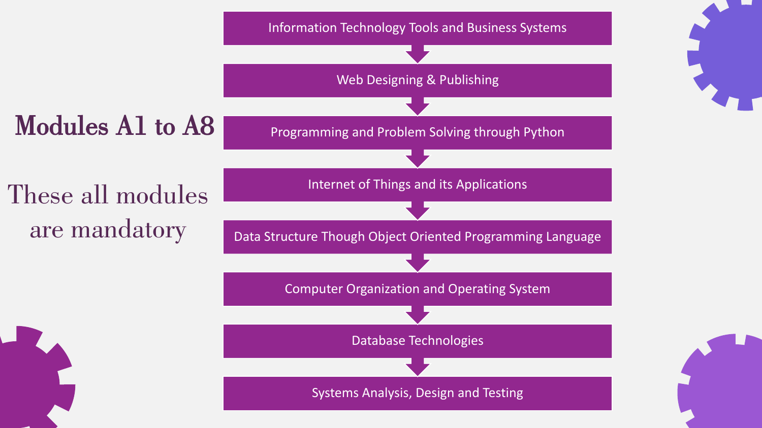# Modules A1 to A8

These all modules are mandatory

1. Information Technology Tools and Business Systems
2. Web Designing & Publishing
3. Programming and Problem Solving through Python
4. Internet of Things and its Applications
5. Data Structure Though Object Oriented Programming Language
6. Computer Organization and Operating System
7. Database Technologies
8. Systems Analysis, Design and Testing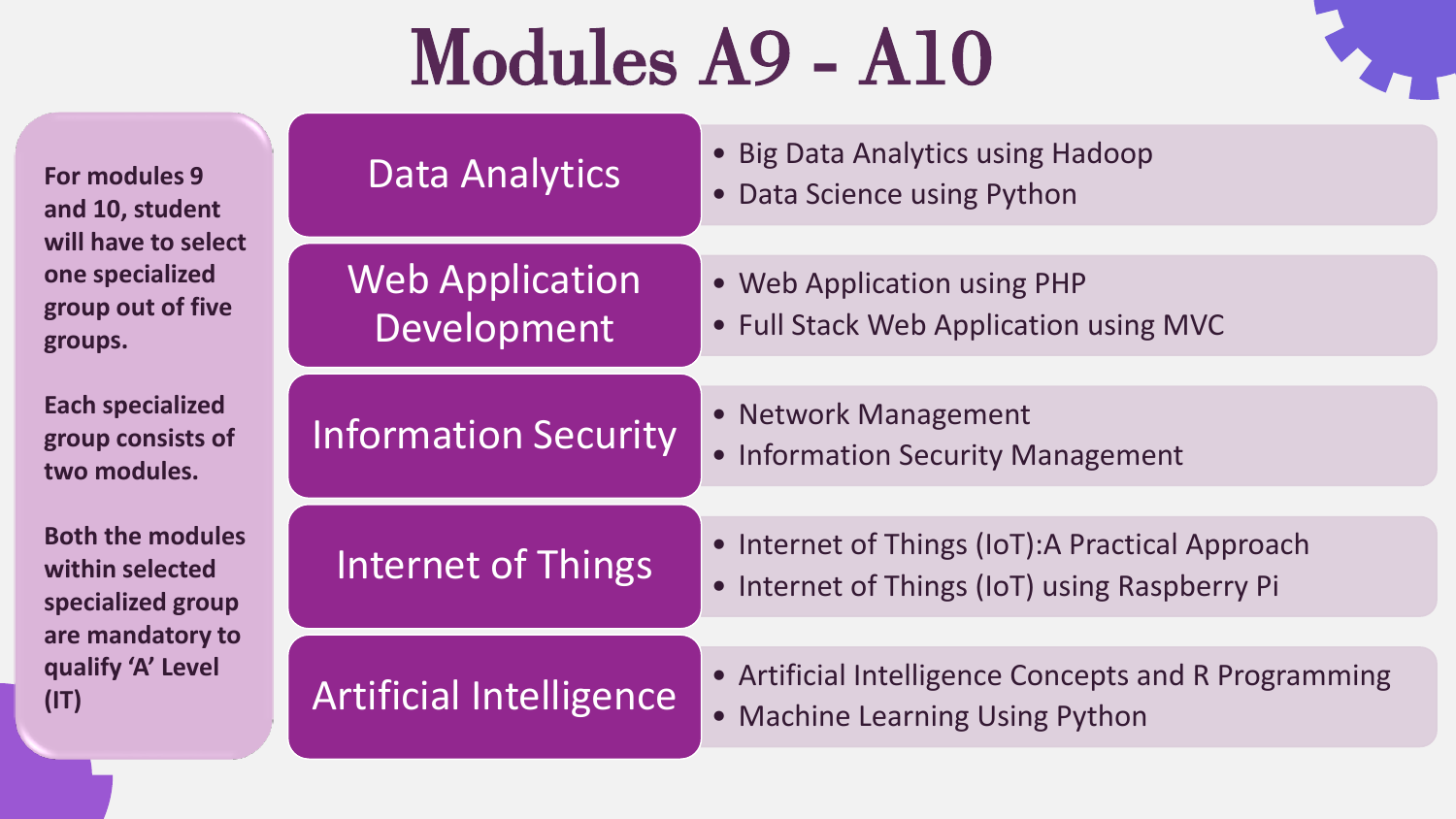# Modules A9 - A10

**For modules 9 and 10, student will have to select one specialized group out of five groups.**

**Each specialized group consists of two modules.**

**Both the modules within selected specialized group are mandatory to qualify 'A' Level (IT)**

| | |
|---|---|
| Data Analytics | • Big Data Analytics using Hadoop<br>• Data Science using Python |
| Web Application Development | • Web Application using PHP<br>• Full Stack Web Application using MVC |
| Information Security | • Network Management<br>• Information Security Management |
| Internet of Things | • Internet of Things (IoT):A Practical Approach<br>• Internet of Things (IoT) using Raspberry Pi |
| Artificial Intelligence | • Artificial Intelligence Concepts and R Programming<br>• Machine Learning Using Python |